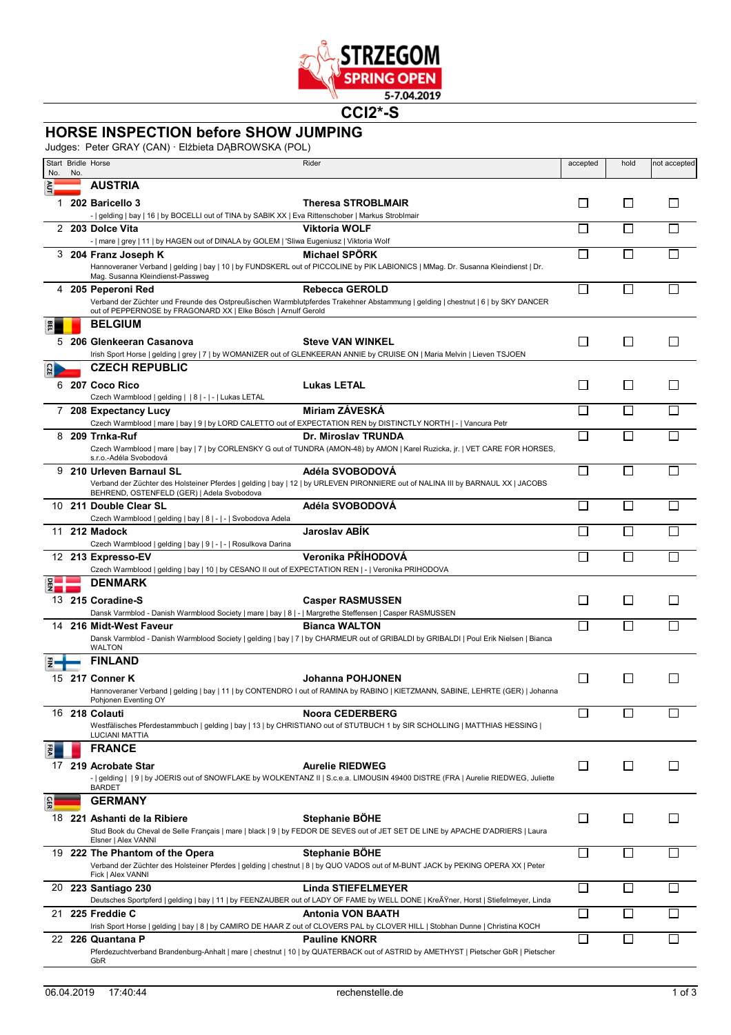STRZEGOM SPRING OPEN 5-7.04.2019

# CCI2*-S

## HORSE INSPECTION before SHOW JUMPING

Judges: Peter GRAY (CAN) · Elżbieta DĄBROWSKA (POL)

| Start No. | Bridle No. | Horse | Rider | accepted | hold | not accepted |
|---|---|---|---|---|---|---|
| | | **AUSTRIA** | | | | |
| 1 | 202 | **Baricello 3**<br>- \| gelding \| bay \| 16 \| by BOCELLI out of TINA by SABIK XX \| Eva Rittenschober \| Markus Stroblmair | **Theresa STROBLMAIR** | ☐ | ☐ | ☐ |
| 2 | 203 | **Dolce Vita**<br>- \| mare \| grey \| 11 \| by HAGEN out of DINALA by GOLEM \| 'Sliwa Eugeniusz \| Viktoria Wolf | **Viktoria WOLF** | ☐ | ☐ | ☐ |
| 3 | 204 | **Franz Joseph K**<br>Hannoveraner Verband \| gelding \| bay \| 10 \| by FUNDSKERL out of PICCOLINE by PIK LABIONICS \| MMag. Dr. Susanna Kleindienst \| Dr. Mag. Susanna Kleindienst-Passweg | **Michael SPÖRK** | ☐ | ☐ | ☐ |
| 4 | 205 | **Peperoni Red**<br>Verband der Züchter und Freunde des Ostpreußischen Warmblutpferdes Trakehner Abstammung \| gelding \| chestnut \| 6 \| by SKY DANCER out of PEPPERNOSE by FRAGONARD XX \| Elke Bösch \| Arnulf Gerold | **Rebecca GEROLD** | ☐ | ☐ | ☐ |
| | | **BELGIUM** | | | | |
| 5 | 206 | **Glenkeeran Casanova**<br>Irish Sport Horse \| gelding \| grey \| 7 \| by WOMANIZER out of GLENKEERAN ANNIE by CRUISE ON \| Maria Melvin \| Lieven TSJOEN | **Steve VAN WINKEL** | ☐ | ☐ | ☐ |
| | | **CZECH REPUBLIC** | | | | |
| 6 | 207 | **Coco Rico**<br>Czech Warmblood \| gelding \| \| 8 \| - \| - \| Lukas LETAL | **Lukas LETAL** | ☐ | ☐ | ☐ |
| 7 | 208 | **Expectancy Lucy**<br>Czech Warmblood \| mare \| bay \| 9 \| by LORD CALETTO out of EXPECTATION REN by DISTINCTLY NORTH \| - \| Vancura Petr | **Miriam ZÁVESKÁ** | ☐ | ☐ | ☐ |
| 8 | 209 | **Trnka-Ruf**<br>Czech Warmblood \| mare \| bay \| 7 \| by CORLENSKY G out of TUNDRA (AMON-48) by AMON \| Karel Ruzicka, jr. \| VET CARE FOR HORSES, s.r.o.-Adéla Svobodová | **Dr. Miroslav TRUNDA** | ☐ | ☐ | ☐ |
| 9 | 210 | **Urleven Barnaul SL**<br>Verband der Züchter des Holsteiner Pferdes \| gelding \| bay \| 12 \| by URLEVEN PIRONNIERE out of NALINA III by BARNAUL XX \| JACOBS BEHREND, OSTENFELD (GER) \| Adela Svobodova | **Adéla SVOBODOVÁ** | ☐ | ☐ | ☐ |
| 10 | 211 | **Double Clear SL**<br>Czech Warmblood \| gelding \| bay \| 8 \| - \| - \| Svobodova Adela | **Adéla SVOBODOVÁ** | ☐ | ☐ | ☐ |
| 11 | 212 | **Madock**<br>Czech Warmblood \| gelding \| bay \| 9 \| - \| - \| Rosulkova Darina | **Jaroslav ABÍK** | ☐ | ☐ | ☐ |
| 12 | 213 | **Expresso-EV**<br>Czech Warmblood \| gelding \| bay \| 10 \| by CESANO II out of EXPECTATION REN \| - \| Veronika PRIHODOVA | **Veronika PŘÍHODOVÁ** | ☐ | ☐ | ☐ |
| | | **DENMARK** | | | | |
| 13 | 215 | **Coradine-S**<br>Dansk Varmblod - Danish Warmblood Society \| mare \| bay \| 8 \| - \| Margrethe Steffensen \| Casper RASMUSSEN | **Casper RASMUSSEN** | ☐ | ☐ | ☐ |
| 14 | 216 | **Midt-West Faveur**<br>Dansk Varmblod - Danish Warmblood Society \| gelding \| bay \| 7 \| by CHARMEUR out of GRIBALDI by GRIBALDI \| Poul Erik Nielsen \| Bianca WALTON | **Bianca WALTON** | ☐ | ☐ | ☐ |
| | | **FINLAND** | | | | |
| 15 | 217 | **Conner K**<br>Hannoveraner Verband \| gelding \| bay \| 11 \| by CONTENDRO I out of RAMINA by RABINO \| KIETZMANN, SABINE, LEHRTE (GER) \| Johanna Pohjonen Eventing OY | **Johanna POHJONEN** | ☐ | ☐ | ☐ |
| 16 | 218 | **Colauti**<br>Westfälisches Pferdestammbuch \| gelding \| bay \| 13 \| by CHRISTIANO out of STUTBUCH 1 by SIR SCHOLLING \| MATTHIAS HESSING \| LUCIANI MATTIA | **Noora CEDERBERG** | ☐ | ☐ | ☐ |
| | | **FRANCE** | | | | |
| 17 | 219 | **Acrobate Star**<br>- \| gelding \| \| 9 \| by JOERIS out of SNOWFLAKE by WOLKENTANZ II \| S.c.e.a. LIMOUSIN 49400 DISTRE (FRA \| Aurelie RIEDWEG, Juliette BARDET | **Aurelie RIEDWEG** | ☐ | ☐ | ☐ |
| | | **GERMANY** | | | | |
| 18 | 221 | **Ashanti de la Ribiere**<br>Stud Book du Cheval de Selle Français \| mare \| black \| 9 \| by FEDOR DE SEVES out of JET SET DE LINE by APACHE D'ADRIERS \| Laura Elsner \| Alex VANNI | **Stephanie BÖHE** | ☐ | ☐ | ☐ |
| 19 | 222 | **The Phantom of the Opera**<br>Verband der Züchter des Holsteiner Pferdes \| gelding \| chestnut \| 8 \| by QUO VADOS out of M-BUNT JACK by PEKING OPERA XX \| Peter Fick \| Alex VANNI | **Stephanie BÖHE** | ☐ | ☐ | ☐ |
| 20 | 223 | **Santiago 230**<br>Deutsches Sportpferd \| gelding \| bay \| 11 \| by FEENZAUBER out of LADY OF FAME by WELL DONE \| KreÃŸner, Horst \| Stiefelmeyer, Linda | **Linda STIEFELMEYER** | ☐ | ☐ | ☐ |
| 21 | 225 | **Freddie C**<br>Irish Sport Horse \| gelding \| bay \| 8 \| by CAMIRO DE HAAR Z out of CLOVERS PAL by CLOVER HILL \| Stobhan Dunne \| Christina KOCH | **Antonia VON BAATH** | ☐ | ☐ | ☐ |
| 22 | 226 | **Quantana P**<br>Pferdezuchtverband Brandenburg-Anhalt \| mare \| chestnut \| 10 \| by QUATERBACK out of ASTRID by AMETHYST \| Pietscher GbR \| Pietscher GbR | **Pauline KNORR** | ☐ | ☐ | ☐ |

06.04.2019 17:40:44 rechenstelle.de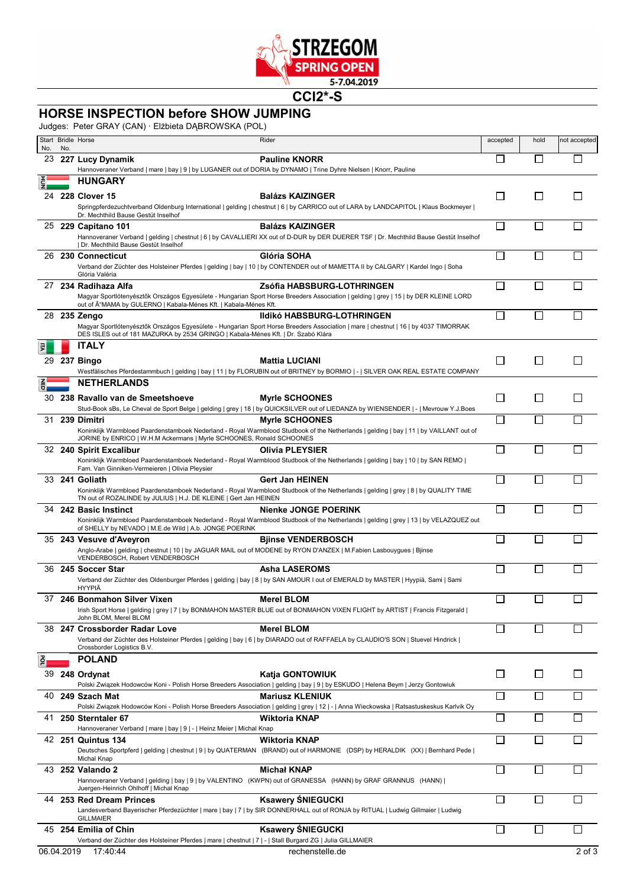# CCI2*-S

## HORSE INSPECTION before SHOW JUMPING

Judges: Peter GRAY (CAN) · Elżbieta DĄBROWSKA (POL)

| Start No. | Bridle No. | Horse | Rider | accepted | hold | not accepted |
|---|---|---|---|---|---|---|
| 23 | 227 | **Lucy Dynamik**<br>Hannoveraner Verband \| mare \| bay \| 9 \| by LUGANER out of DORIA by DYNAMO \| Trine Dyhre Nielsen \| Knorr, Pauline | **Pauline KNORR** | ☐ | ☐ | ☐ |
| | | **HUNGARY** | | | | |
| 24 | 228 | **Clover 15**<br>Springpferdezuchtverband Oldenburg International \| gelding \| chestnut \| 6 \| by CARRICO out of LARA by LANDCAPITOL \| Klaus Bockmeyer \| Dr. Mechthild Bause Gestüt Inselhof | **Balázs KAIZINGER** | ☐ | ☐ | ☐ |
| 25 | 229 | **Capitano 101**<br>Hannoveraner Verband \| gelding \| chestnut \| 6 \| by CAVALLIERI XX out of D-DUR by DER DUERER TSF \| Dr. Mechthild Bause Gestüt Inselhof \| Dr. Mechthild Bause Gestüt Inselhof | **Balázs KAIZINGER** | ☐ | ☐ | ☐ |
| 26 | 230 | **Connecticut**<br>Verband der Züchter des Holsteiner Pferdes \| gelding \| bay \| 10 \| by CONTENDER out of MAMETTA II by CALGARY \| Kardel Ingo \| Soha Glória Valéria | **Glória SOHA** | ☐ | ☐ | ☐ |
| 27 | 234 | **Radihaza Alfa**<br>Magyar Sportlótenyésztők Országos Egyesülete - Hungarian Sport Horse Breeders Association \| gelding \| grey \| 15 \| by DER KLEINE LORD out of Ã°MAMA by GULERNO \| Kabala-Ménes Kft. \| Kabala-Ménes Kft. | **Zsófia HABSBURG-LOTHRINGEN** | ☐ | ☐ | ☐ |
| 28 | 235 | **Zengo**<br>Magyar Sportlótenyésztők Országos Egyesülete - Hungarian Sport Horse Breeders Association \| mare \| chestnut \| 16 \| by 4037 TIMORRAK DES ISLES out of 181 MAZURKA by 2534 GRINGO \| Kabala-Ménes Kft. \| Dr. Szabó Klára | **Ildikó HABSBURG-LOTHRINGEN** | ☐ | ☐ | ☐ |
| | | **ITALY** | | | | |
| 29 | 237 | **Bingo**<br>Westfälisches Pferdestammbuch \| gelding \| bay \| 11 \| by FLORUBIN out of BRITNEY by BORMIO \| - \| SILVER OAK REAL ESTATE COMPANY | **Mattia LUCIANI** | ☐ | ☐ | ☐ |
| | | **NETHERLANDS** | | | | |
| 30 | 238 | **Ravallo van de Smeetshoeve**<br>Stud-Book sBs, Le Cheval de Sport Belge \| gelding \| grey \| 18 \| by QUICKSILVER out of LIEDANZA by WIENSENDER \| - \| Mevrouw Y.J.Boes | **Myrle SCHOONES** | ☐ | ☐ | ☐ |
| 31 | 239 | **Dimitri**<br>Koninklijk Warmbloed Paardenstamboek Nederland - Royal Warmblood Studbook of the Netherlands \| gelding \| bay \| 11 \| by VAILLANT out of JORINE by ENRICO \| W.H.M Ackermans \| Myrle SCHOONES, Ronald SCHOONES | **Myrle SCHOONES** | ☐ | ☐ | ☐ |
| 32 | 240 | **Spirit Excalibur**<br>Koninklijk Warmbloed Paardenstamboek Nederland - Royal Warmblood Studbook of the Netherlands \| gelding \| bay \| 10 \| by SAN REMO \| Fam. Van Ginniken-Vermeieren \| Olivia Pleysier | **Olivia PLEYSIER** | ☐ | ☐ | ☐ |
| 33 | 241 | **Goliath**<br>Koninklijk Warmbloed Paardenstamboek Nederland - Royal Warmblood Studbook of the Netherlands \| gelding \| grey \| 8 \| by QUALITY TIME TN out of ROZALINDE by JULIUS \| H.J. DE KLEINE \| Gert Jan HEINEN | **Gert Jan HEINEN** | ☐ | ☐ | ☐ |
| 34 | 242 | **Basic Instinct**<br>Koninklijk Warmbloed Paardenstamboek Nederland - Royal Warmblood Studbook of the Netherlands \| gelding \| grey \| 13 \| by VELAZQUEZ out of SHELLY by NEVADO \| M.E.de Wild \| A.b. JONGE POERINK | **Nienke JONGE POERINK** | ☐ | ☐ | ☐ |
| 35 | 243 | **Vesuve d'Aveyron**<br>Anglo-Arabe \| gelding \| chestnut \| 10 \| by JAGUAR MAIL out of MODENE by RYON D'ANZEX \| M.Fabien Lasbouygues \| Bjinse VENDERBOSCH, Robert VENDERBOSCH | **Bjinse VENDERBOSCH** | ☐ | ☐ | ☐ |
| 36 | 245 | **Soccer Star**<br>Verband der Züchter des Oldenburger Pferdes \| gelding \| bay \| 8 \| by SAN AMOUR I out of EMERALD by MASTER \| Hyypiä, Sami \| Sami HYYPIÄ | **Asha LASEROMS** | ☐ | ☐ | ☐ |
| 37 | 246 | **Bonmahon Silver Vixen**<br>Irish Sport Horse \| gelding \| grey \| 7 \| by BONMAHON MASTER BLUE out of BONMAHON VIXEN FLIGHT by ARTIST \| Francis Fitzgerald \| John BLOM, Merel BLOM | **Merel BLOM** | ☐ | ☐ | ☐ |
| 38 | 247 | **Crossborder Radar Love**<br>Verband der Züchter des Holsteiner Pferdes \| gelding \| bay \| 6 \| by DIARADO out of RAFFAELA by CLAUDIO'S SON \| Stuevel Hindrick \| Crossborder Logistics B.V. | **Merel BLOM** | ☐ | ☐ | ☐ |
| | | **POLAND** | | | | |
| 39 | 248 | **Ordynat**<br>Polski Związek Hodowców Koni - Polish Horse Breeders Association \| gelding \| bay \| 9 \| by ESKUDO \| Helena Beym \| Jerzy Gontowiuk | **Katja GONTOWIUK** | ☐ | ☐ | ☐ |
| 40 | 249 | **Szach Mat**<br>Polski Związek Hodowców Koni - Polish Horse Breeders Association \| gelding \| grey \| 12 \| - \| Anna Wieckowska \| Ratsastuskeskus Karlvik Oy | **Mariusz KLENIUK** | ☐ | ☐ | ☐ |
| 41 | 250 | **Sterntaler 67**<br>Hannoveraner Verband \| mare \| bay \| 9 \| - \| Heinz Meier \| Michal Knap | **Wiktoria KNAP** | ☐ | ☐ | ☐ |
| 42 | 251 | **Quintus 134**<br>Deutsches Sportpferd \| gelding \| chestnut \| 9 \| by QUATERMAN (BRAND) out of HARMONIE (DSP) by HERALDIK (XX) \| Bernhard Pede \| Michal Knap | **Wiktoria KNAP** | ☐ | ☐ | ☐ |
| 43 | 252 | **Valando 2**<br>Hannoveraner Verband \| gelding \| bay \| 9 \| by VALENTINO (KWPN) out of GRANESSA (HANN) by GRAF GRANNUS (HANN) \| Juergen-Heinrich Ohlhoff \| Michal Knap | **Michał KNAP** | ☐ | ☐ | ☐ |
| 44 | 253 | **Red Dream Princes**<br>Landesverband Bayerischer Pferdezüchter \| mare \| bay \| 7 \| by SIR DONNERHALL out of RONJA by RITUAL \| Ludwig Gillmaier \| Ludwig GILLMAIER | **Ksawery ŚNIEGUCKI** | ☐ | ☐ | ☐ |
| 45 | 254 | **Emilia of Chin**<br>Verband der Züchter des Holsteiner Pferdes \| mare \| chestnut \| 7 \| - \| Stall Burgard ZG \| Julia GILLMAIER | **Ksawery ŚNIEGUCKI** | ☐ | ☐ | ☐ |

06.04.2019 17:40:44 rechenstelle.de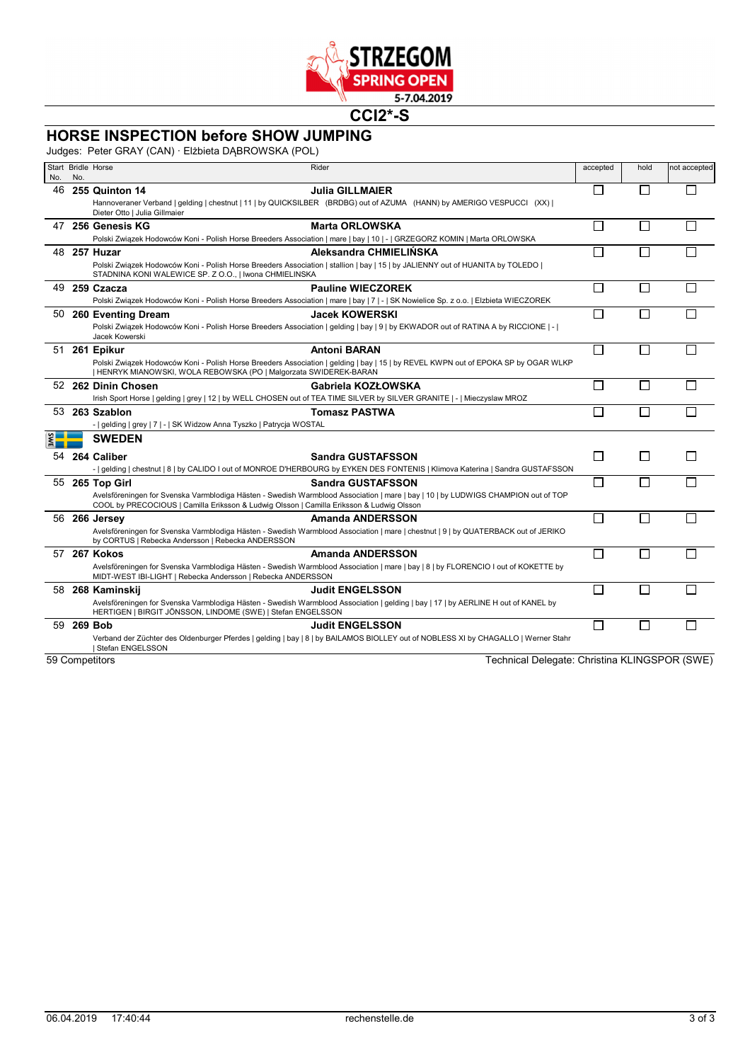STRZEGOM SPRING OPEN 5-7.04.2019

## CCI2*-S

# HORSE INSPECTION before SHOW JUMPING

Judges: Peter GRAY (CAN) · Elżbieta DĄBROWSKA (POL)

| Start No. | Bridle No. | Horse | Rider | accepted | hold | not accepted |
|---|---|---|---|---|---|---|
| 46 | 255 | **Quinton 14**<br>Hannoveraner Verband \| gelding \| chestnut \| 11 \| by QUICKSILBER (BRDBG) out of AZUMA (HANN) by AMERIGO VESPUCCI (XX) \| Dieter Otto \| Julia Gillmaier | **Julia GILLMAIER** | ☐ | ☐ | ☐ |
| 47 | 256 | **Genesis KG**<br>Polski Związek Hodowców Koni - Polish Horse Breeders Association \| mare \| bay \| 10 \| - \| GRZEGORZ KOMIN \| Marta ORLOWSKA | **Marta ORLOWSKA** | ☐ | ☐ | ☐ |
| 48 | 257 | **Huzar**<br>Polski Związek Hodowców Koni - Polish Horse Breeders Association \| stallion \| bay \| 15 \| by JALIENNY out of HUANITA by TOLEDO \| STADNINA KONI WALEWICE SP. Z O.O., \| Iwona CHMIELINSKA | **Aleksandra CHMIELIŃSKA** | ☐ | ☐ | ☐ |
| 49 | 259 | **Czacza**<br>Polski Związek Hodowców Koni - Polish Horse Breeders Association \| mare \| bay \| 7 \| - \| SK Nowielice Sp. z o.o. \| Elzbieta WIECZOREK | **Pauline WIECZOREK** | ☐ | ☐ | ☐ |
| 50 | 260 | **Eventing Dream**<br>Polski Związek Hodowców Koni - Polish Horse Breeders Association \| gelding \| bay \| 9 \| by EKWADOR out of RATINA A by RICCIONE \| - \| Jacek Kowerski | **Jacek KOWERSKI** | ☐ | ☐ | ☐ |
| 51 | 261 | **Epikur**<br>Polski Związek Hodowców Koni - Polish Horse Breeders Association \| gelding \| bay \| 15 \| by REVEL KWPN out of EPOKA SP by OGAR WLKP \| HENRYK MIANOWSKI, WOLA REBOWSKA (PO \| Malgorzata SWIDEREK-BARAN | **Antoni BARAN** | ☐ | ☐ | ☐ |
| 52 | 262 | **Dinin Chosen**<br>Irish Sport Horse \| gelding \| grey \| 12 \| by WELL CHOSEN out of TEA TIME SILVER by SILVER GRANITE \| - \| Mieczyslaw MROZ | **Gabriela KOZŁOWSKA** | ☐ | ☐ | ☐ |
| 53 | 263 | **Szablon**<br>- \| gelding \| grey \| 7 \| - \| SK Widzow Anna Tyszko \| Patrycja WOSTAL | **Tomasz PASTWA** | ☐ | ☐ | ☐ |
| | | **SWE SWEDEN** | | | | |
| 54 | 264 | **Caliber**<br>- \| gelding \| chestnut \| 8 \| by CALIDO I out of MONROE D'HERBOURG by EYKEN DES FONTENIS \| Klimova Katerina \| Sandra GUSTAFSSON | **Sandra GUSTAFSSON** | ☐ | ☐ | ☐ |
| 55 | 265 | **Top Girl**<br>Avelsföreningen for Svenska Varmblodiga Hästen - Swedish Warmblood Association \| mare \| bay \| 10 \| by LUDWIGS CHAMPION out of TOP COOL by PRECOCIOUS \| Camilla Eriksson & Ludwig Olsson \| Camilla Eriksson & Ludwig Olsson | **Sandra GUSTAFSSON** | ☐ | ☐ | ☐ |
| 56 | 266 | **Jersey**<br>Avelsföreningen for Svenska Varmblodiga Hästen - Swedish Warmblood Association \| mare \| chestnut \| 9 \| by QUATERBACK out of JERIKO by CORTUS \| Rebecka Andersson \| Rebecka ANDERSSON | **Amanda ANDERSSON** | ☐ | ☐ | ☐ |
| 57 | 267 | **Kokos**<br>Avelsföreningen for Svenska Varmblodiga Hästen - Swedish Warmblood Association \| mare \| bay \| 8 \| by FLORENCIO I out of KOKETTE by MIDT-WEST IBI-LIGHT \| Rebecka Andersson \| Rebecka ANDERSSON | **Amanda ANDERSSON** | ☐ | ☐ | ☐ |
| 58 | 268 | **Kaminskij**<br>Avelsföreningen for Svenska Varmblodiga Hästen - Swedish Warmblood Association \| gelding \| bay \| 17 \| by AERLINE H out of KANEL by HERTIGEN \| BIRGIT JÖNSSON, LINDOME (SWE) \| Stefan ENGELSSON | **Judit ENGELSSON** | ☐ | ☐ | ☐ |
| 59 | 269 | **Bob**<br>Verband der Züchter des Oldenburger Pferdes \| gelding \| bay \| 8 \| by BAILAMOS BIOLLEY out of NOBLESS XI by CHAGALLO \| Werner Stahr \| Stefan ENGELSSON | **Judit ENGELSSON** | ☐ | ☐ | ☐ |

59 Competitors

Technical Delegate: Christina KLINGSPOR (SWE)

06.04.2019 17:40:44 rechenstelle.de